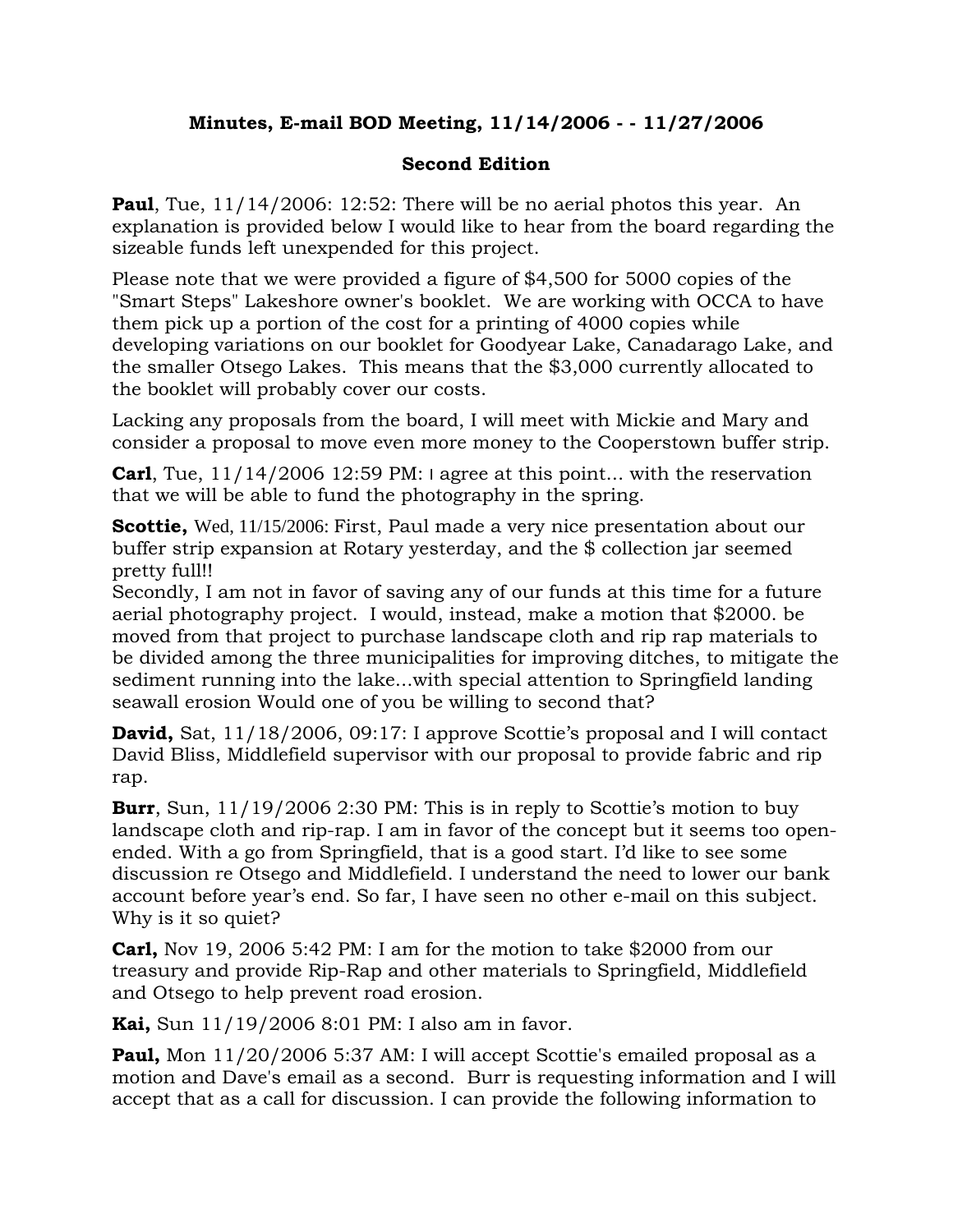**Minutes, E-mail BOD Meeting, 11/14/2006 - - 11/27/2006**

**Second Edition**

**Paul**, Tue, 11/14/2006: 12:52: There will be no aerial photos this year. An explanation is provided below I would like to hear from the board regarding the sizeable funds left unexpended for this project.

Please note that we were provided a figure of $4,500 for 5000 copies of the "Smart Steps" Lakeshore owner's booklet. We are working with OCCA to have them pick up a portion of the cost for a printing of 4000 copies while developing variations on our booklet for Goodyear Lake, Canadarago Lake, and the smaller Otsego Lakes. This means that the $3,000 currently allocated to the booklet will probably cover our costs.

Lacking any proposals from the board, I will meet with Mickie and Mary and consider a proposal to move even more money to the Cooperstown buffer strip.

**Carl**, Tue, 11/14/2006 12:59 PM: I agree at this point... with the reservation that we will be able to fund the photography in the spring.

**Scottie,** Wed, 11/15/2006: First, Paul made a very nice presentation about our buffer strip expansion at Rotary yesterday, and the $ collection jar seemed pretty full!!
Secondly, I am not in favor of saving any of our funds at this time for a future aerial photography project. I would, instead, make a motion that $2000. be moved from that project to purchase landscape cloth and rip rap materials to be divided among the three municipalities for improving ditches, to mitigate the sediment running into the lake...with special attention to Springfield landing seawall erosion Would one of you be willing to second that?

**David,** Sat, 11/18/2006, 09:17: I approve Scottie's proposal and I will contact David Bliss, Middlefield supervisor with our proposal to provide fabric and rip rap.

**Burr**, Sun, 11/19/2006 2:30 PM: This is in reply to Scottie's motion to buy landscape cloth and rip-rap. I am in favor of the concept but it seems too open-ended. With a go from Springfield, that is a good start. I'd like to see some discussion re Otsego and Middlefield. I understand the need to lower our bank account before year's end. So far, I have seen no other e-mail on this subject. Why is it so quiet?

**Carl,** Nov 19, 2006 5:42 PM: I am for the motion to take $2000 from our treasury and provide Rip-Rap and other materials to Springfield, Middlefield and Otsego to help prevent road erosion.

**Kai,** Sun 11/19/2006 8:01 PM: I also am in favor.

**Paul,** Mon 11/20/2006 5:37 AM: I will accept Scottie's emailed proposal as a motion and Dave's email as a second. Burr is requesting information and I will accept that as a call for discussion. I can provide the following information to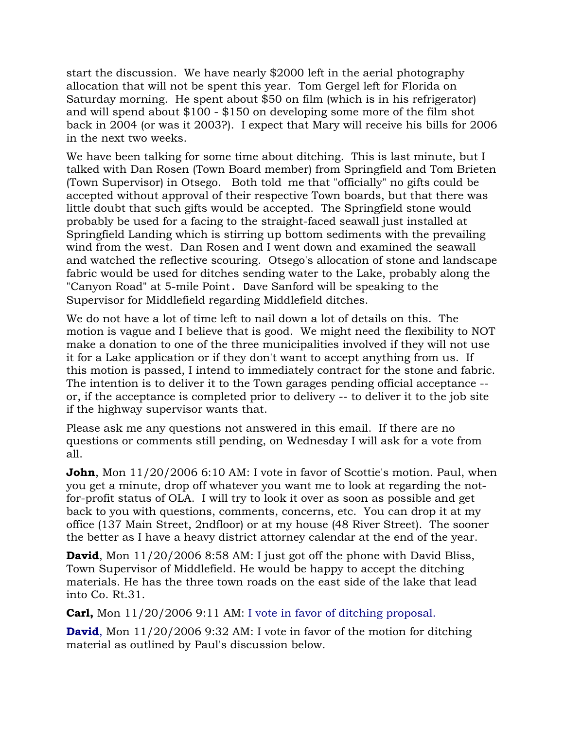start the discussion. We have nearly $2000 left in the aerial photography allocation that will not be spent this year. Tom Gergel left for Florida on Saturday morning. He spent about $50 on film (which is in his refrigerator) and will spend about $100 - $150 on developing some more of the film shot back in 2004 (or was it 2003?). I expect that Mary will receive his bills for 2006 in the next two weeks.

We have been talking for some time about ditching. This is last minute, but I talked with Dan Rosen (Town Board member) from Springfield and Tom Brieten (Town Supervisor) in Otsego. Both told me that "officially" no gifts could be accepted without approval of their respective Town boards, but that there was little doubt that such gifts would be accepted. The Springfield stone would probably be used for a facing to the straight-faced seawall just installed at Springfield Landing which is stirring up bottom sediments with the prevailing wind from the west. Dan Rosen and I went down and examined the seawall and watched the reflective scouring. Otsego's allocation of stone and landscape fabric would be used for ditches sending water to the Lake, probably along the "Canyon Road" at 5-mile Point. Dave Sanford will be speaking to the Supervisor for Middlefield regarding Middlefield ditches.

We do not have a lot of time left to nail down a lot of details on this. The motion is vague and I believe that is good. We might need the flexibility to NOT make a donation to one of the three municipalities involved if they will not use it for a Lake application or if they don't want to accept anything from us. If this motion is passed, I intend to immediately contract for the stone and fabric. The intention is to deliver it to the Town garages pending official acceptance -- or, if the acceptance is completed prior to delivery -- to deliver it to the job site if the highway supervisor wants that.

Please ask me any questions not answered in this email. If there are no questions or comments still pending, on Wednesday I will ask for a vote from all.

**John**, Mon 11/20/2006 6:10 AM: I vote in favor of Scottie's motion. Paul, when you get a minute, drop off whatever you want me to look at regarding the not-for-profit status of OLA. I will try to look it over as soon as possible and get back to you with questions, comments, concerns, etc. You can drop it at my office (137 Main Street, 2ndfloor) or at my house (48 River Street). The sooner the better as I have a heavy district attorney calendar at the end of the year.

**David**, Mon 11/20/2006 8:58 AM: I just got off the phone with David Bliss, Town Supervisor of Middlefield. He would be happy to accept the ditching materials. He has the three town roads on the east side of the lake that lead into Co. Rt.31.

**Carl,** Mon 11/20/2006 9:11 AM: I vote in favor of ditching proposal.

**David**, Mon 11/20/2006 9:32 AM: I vote in favor of the motion for ditching material as outlined by Paul's discussion below.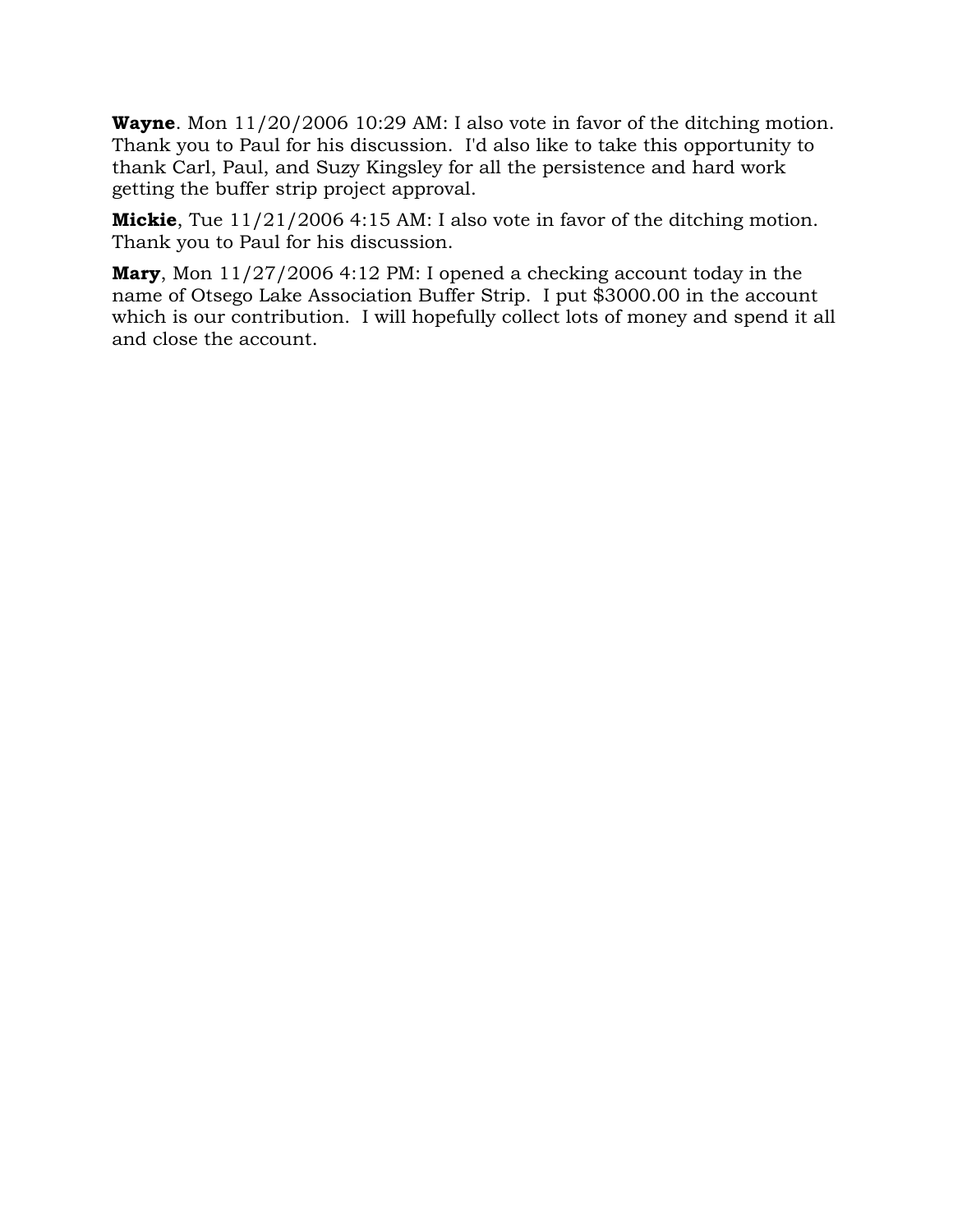**Wayne**. Mon 11/20/2006 10:29 AM: I also vote in favor of the ditching motion. Thank you to Paul for his discussion. I'd also like to take this opportunity to thank Carl, Paul, and Suzy Kingsley for all the persistence and hard work getting the buffer strip project approval.

**Mickie**, Tue 11/21/2006 4:15 AM: I also vote in favor of the ditching motion. Thank you to Paul for his discussion.

**Mary**, Mon 11/27/2006 4:12 PM: I opened a checking account today in the name of Otsego Lake Association Buffer Strip. I put $3000.00 in the account which is our contribution. I will hopefully collect lots of money and spend it all and close the account.